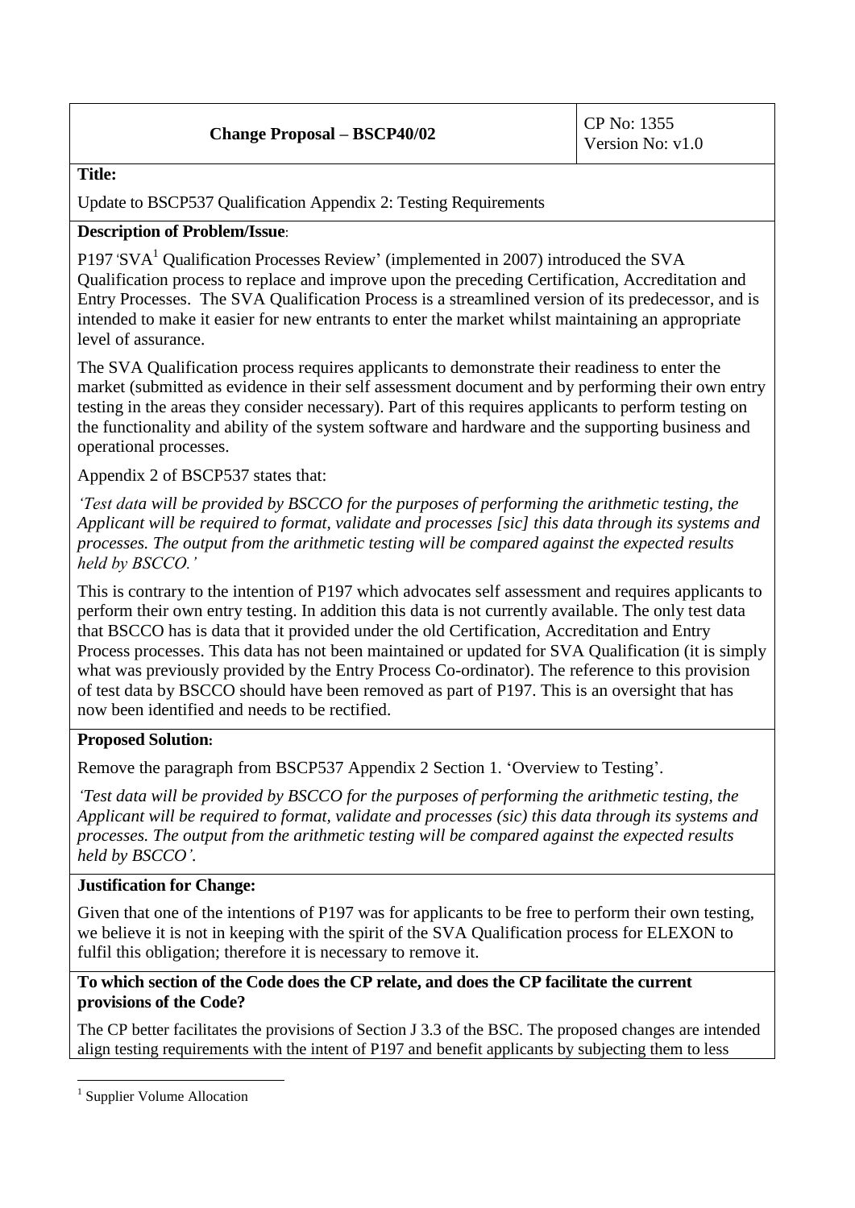| Change Proposal – BSCP40/02 | CP No: 1355<br>Version No: v1.0 |
|---|---|

**Title:**

Update to BSCP537 Qualification Appendix 2: Testing Requirements

**Description of Problem/Issue:**

P197 'SVA[1] Qualification Processes Review' (implemented in 2007) introduced the SVA Qualification process to replace and improve upon the preceding Certification, Accreditation and Entry Processes. The SVA Qualification Process is a streamlined version of its predecessor, and is intended to make it easier for new entrants to enter the market whilst maintaining an appropriate level of assurance.

The SVA Qualification process requires applicants to demonstrate their readiness to enter the market (submitted as evidence in their self assessment document and by performing their own entry testing in the areas they consider necessary). Part of this requires applicants to perform testing on the functionality and ability of the system software and hardware and the supporting business and operational processes.

Appendix 2 of BSCP537 states that:

*'Test data will be provided by BSCCO for the purposes of performing the arithmetic testing, the Applicant will be required to format, validate and processes [sic] this data through its systems and processes. The output from the arithmetic testing will be compared against the expected results held by BSCCO.'*

This is contrary to the intention of P197 which advocates self assessment and requires applicants to perform their own entry testing. In addition this data is not currently available. The only test data that BSCCO has is data that it provided under the old Certification, Accreditation and Entry Process processes. This data has not been maintained or updated for SVA Qualification (it is simply what was previously provided by the Entry Process Co-ordinator). The reference to this provision of test data by BSCCO should have been removed as part of P197. This is an oversight that has now been identified and needs to be rectified.

**Proposed Solution:**

Remove the paragraph from BSCP537 Appendix 2 Section 1. 'Overview to Testing'.

*'Test data will be provided by BSCCO for the purposes of performing the arithmetic testing, the Applicant will be required to format, validate and processes (sic) this data through its systems and processes. The output from the arithmetic testing will be compared against the expected results held by BSCCO'.*

**Justification for Change:**

Given that one of the intentions of P197 was for applicants to be free to perform their own testing, we believe it is not in keeping with the spirit of the SVA Qualification process for ELEXON to fulfil this obligation; therefore it is necessary to remove it.

**To which section of the Code does the CP relate, and does the CP facilitate the current provisions of the Code?**

The CP better facilitates the provisions of Section J 3.3 of the BSC. The proposed changes are intended align testing requirements with the intent of P197 and benefit applicants by subjecting them to less

[1] Supplier Volume Allocation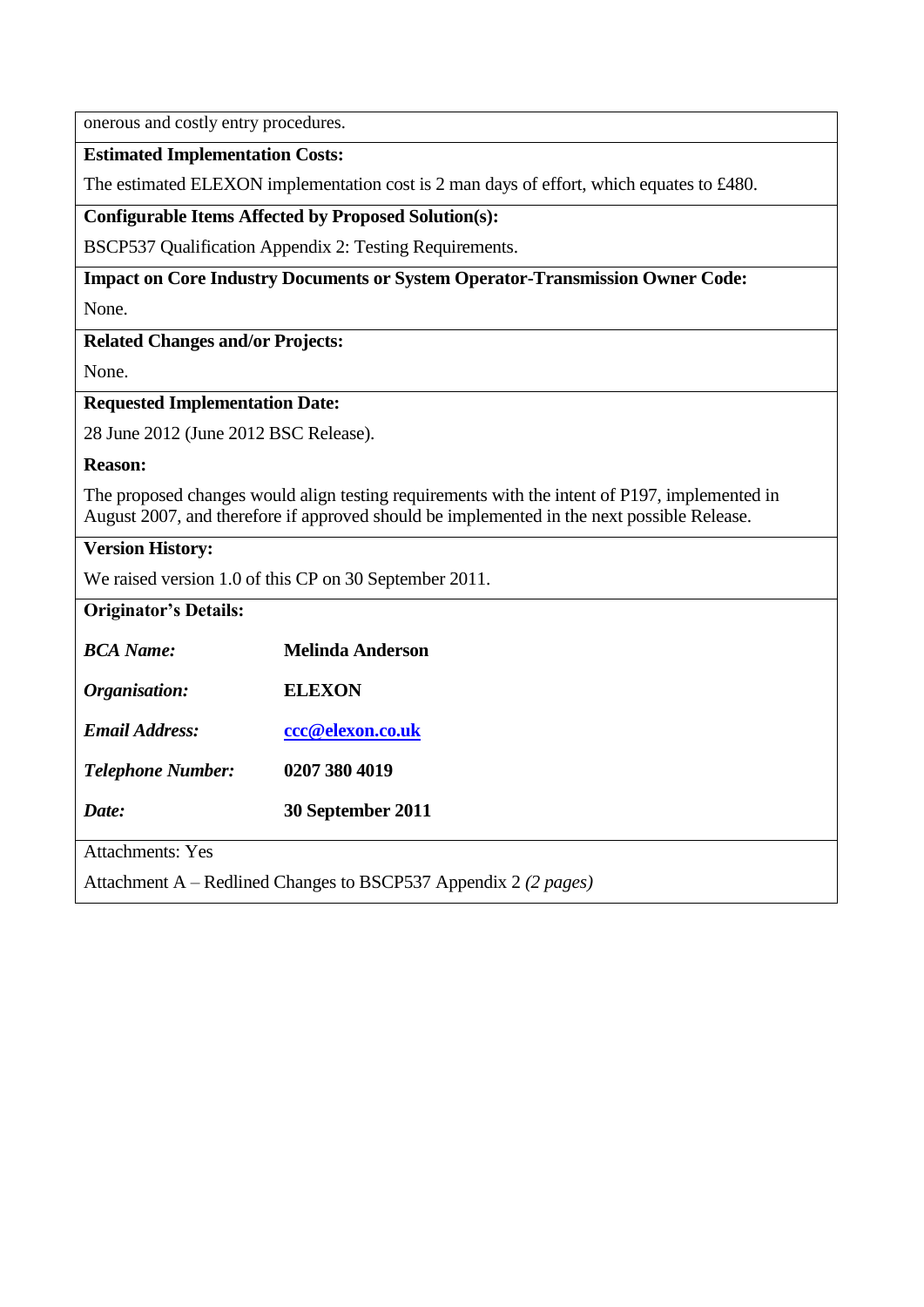onerous and costly entry procedures.

**Estimated Implementation Costs:**

The estimated ELEXON implementation cost is 2 man days of effort, which equates to £480.

**Configurable Items Affected by Proposed Solution(s):**

BSCP537 Qualification Appendix 2: Testing Requirements.

**Impact on Core Industry Documents or System Operator-Transmission Owner Code:**

None.

**Related Changes and/or Projects:**

None.

**Requested Implementation Date:**

28 June 2012 (June 2012 BSC Release).

**Reason:**

The proposed changes would align testing requirements with the intent of P197, implemented in August 2007, and therefore if approved should be implemented in the next possible Release.

**Version History:**

We raised version 1.0 of this CP on 30 September 2011.

**Originator's Details:**

| | |
|---|---|
| ***BCA Name:*** | **Melinda Anderson** |
| ***Organisation:*** | **ELEXON** |
| ***Email Address:*** | **ccc@elexon.co.uk** |
| ***Telephone Number:*** | **0207 380 4019** |
| ***Date:*** | **30 September 2011** |

Attachments: Yes

Attachment A – Redlined Changes to BSCP537 Appendix 2 *(2 pages)*